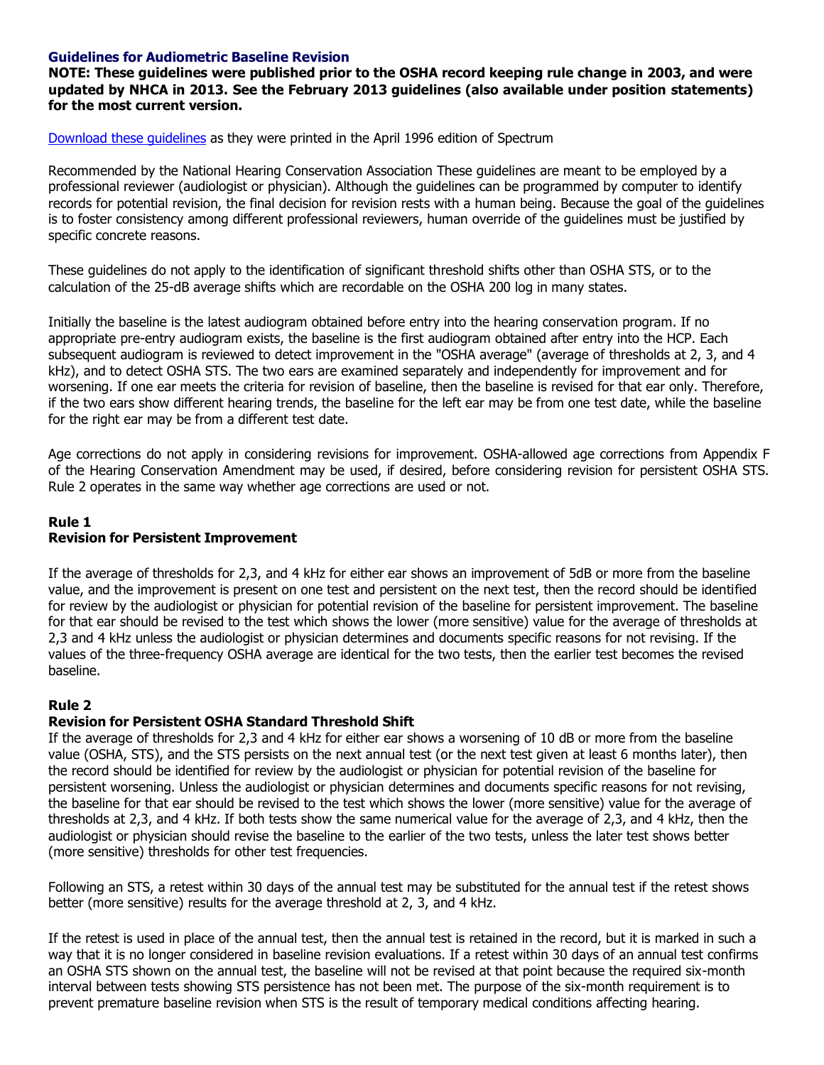## Guidelines for Audiometric Baseline Revision

**NOTE: These guidelines were published prior to the OSHA record keeping rule change in 2003, and were updated by NHCA in 2013. See the February 2013 guidelines (also available under position statements) for the most current version.**

[Download these guidelines](#) as they were printed in the April 1996 edition of Spectrum

Recommended by the National Hearing Conservation Association These guidelines are meant to be employed by a professional reviewer (audiologist or physician). Although the guidelines can be programmed by computer to identify records for potential revision, the final decision for revision rests with a human being. Because the goal of the guidelines is to foster consistency among different professional reviewers, human override of the guidelines must be justified by specific concrete reasons.

These guidelines do not apply to the identification of significant threshold shifts other than OSHA STS, or to the calculation of the 25-dB average shifts which are recordable on the OSHA 200 log in many states.

Initially the baseline is the latest audiogram obtained before entry into the hearing conservation program. If no appropriate pre-entry audiogram exists, the baseline is the first audiogram obtained after entry into the HCP. Each subsequent audiogram is reviewed to detect improvement in the "OSHA average" (average of thresholds at 2, 3, and 4 kHz), and to detect OSHA STS. The two ears are examined separately and independently for improvement and for worsening. If one ear meets the criteria for revision of baseline, then the baseline is revised for that ear only. Therefore, if the two ears show different hearing trends, the baseline for the left ear may be from one test date, while the baseline for the right ear may be from a different test date.

Age corrections do not apply in considering revisions for improvement. OSHA-allowed age corrections from Appendix F of the Hearing Conservation Amendment may be used, if desired, before considering revision for persistent OSHA STS. Rule 2 operates in the same way whether age corrections are used or not.

### Rule 1
### Revision for Persistent Improvement

If the average of thresholds for 2,3, and 4 kHz for either ear shows an improvement of 5dB or more from the baseline value, and the improvement is present on one test and persistent on the next test, then the record should be identified for review by the audiologist or physician for potential revision of the baseline for persistent improvement. The baseline for that ear should be revised to the test which shows the lower (more sensitive) value for the average of thresholds at 2,3 and 4 kHz unless the audiologist or physician determines and documents specific reasons for not revising. If the values of the three-frequency OSHA average are identical for the two tests, then the earlier test becomes the revised baseline.

### Rule 2
### Revision for Persistent OSHA Standard Threshold Shift

If the average of thresholds for 2,3 and 4 kHz for either ear shows a worsening of 10 dB or more from the baseline value (OSHA, STS), and the STS persists on the next annual test (or the next test given at least 6 months later), then the record should be identified for review by the audiologist or physician for potential revision of the baseline for persistent worsening. Unless the audiologist or physician determines and documents specific reasons for not revising, the baseline for that ear should be revised to the test which shows the lower (more sensitive) value for the average of thresholds at 2,3, and 4 kHz. If both tests show the same numerical value for the average of 2,3, and 4 kHz, then the audiologist or physician should revise the baseline to the earlier of the two tests, unless the later test shows better (more sensitive) thresholds for other test frequencies.

Following an STS, a retest within 30 days of the annual test may be substituted for the annual test if the retest shows better (more sensitive) results for the average threshold at 2, 3, and 4 kHz.

If the retest is used in place of the annual test, then the annual test is retained in the record, but it is marked in such a way that it is no longer considered in baseline revision evaluations. If a retest within 30 days of an annual test confirms an OSHA STS shown on the annual test, the baseline will not be revised at that point because the required six-month interval between tests showing STS persistence has not been met. The purpose of the six-month requirement is to prevent premature baseline revision when STS is the result of temporary medical conditions affecting hearing.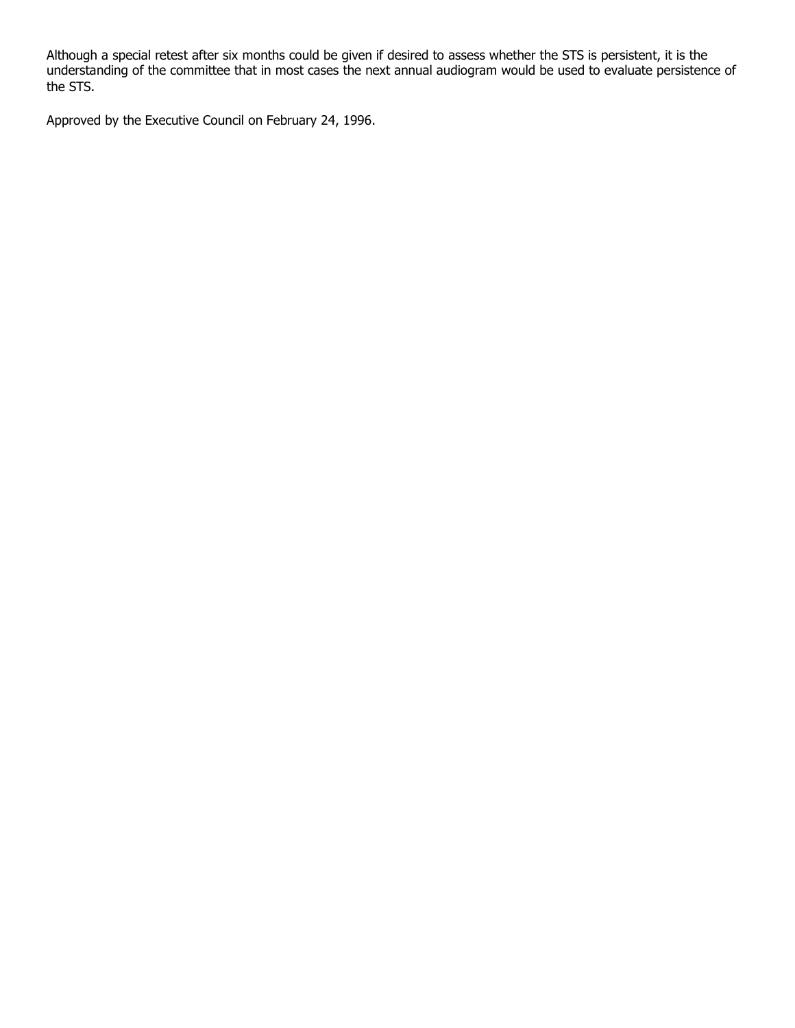Although a special retest after six months could be given if desired to assess whether the STS is persistent, it is the understanding of the committee that in most cases the next annual audiogram would be used to evaluate persistence of the STS.

Approved by the Executive Council on February 24, 1996.